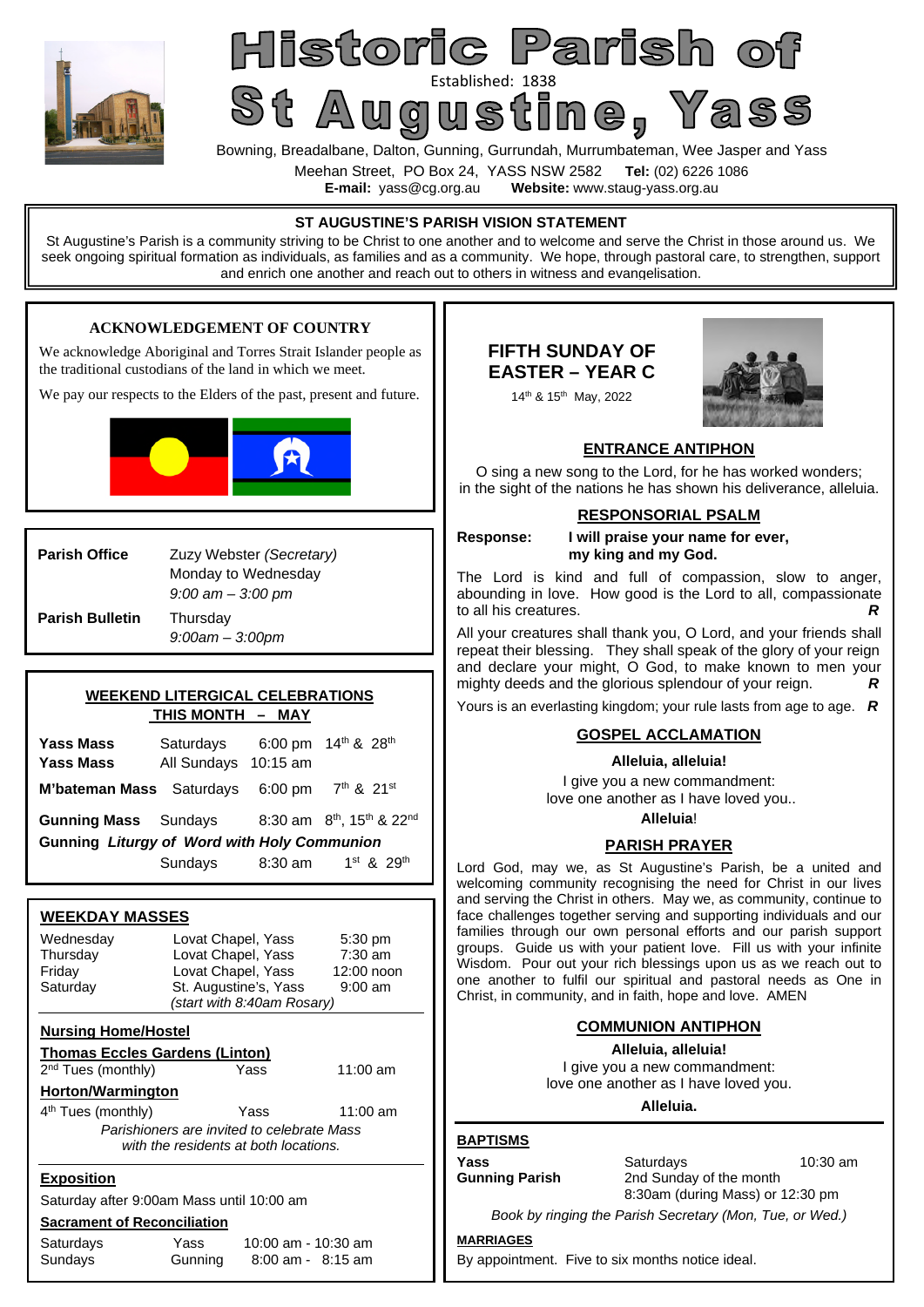# Historic Parish of St Augustine, Yass

Established: 1838

Bowning, Breadalbane, Dalton, Gunning, Gurrundah, Murrumbateman, Wee Jasper and Yass

Meehan Street, PO Box 24, YASS NSW 2582 **Tel:** (02) 6226 1086

**E-mail:** yass@cg.org.au **Website:** www.staug-yass.org.au

## ST AUGUSTINE'S PARISH VISION STATEMENT

St Augustine's Parish is a community striving to be Christ to one another and to welcome and serve the Christ in those around us. We seek ongoing spiritual formation as individuals, as families and as a community. We hope, through pastoral care, to strengthen, support and enrich one another and reach out to others in witness and evangelisation.

### ACKNOWLEDGEMENT OF COUNTRY

We acknowledge Aboriginal and Torres Strait Islander people as the traditional custodians of the land in which we meet.

We pay our respects to the Elders of the past, present and future.

| | |
|---|---|
| **Parish Office** | Zuzy Webster *(Secretary)*<br>Monday to Wednesday<br>*9:00 am – 3:00 pm* |
| **Parish Bulletin** | Thursday<br>*9:00am – 3:00pm* |

### WEEKEND LITERGICAL CELEBRATIONS THIS MONTH – MAY

| | | | |
|---|---|---|---|
| **Yass Mass** | Saturdays | 6:00 pm | 14th & 28th |
| **Yass Mass** | All Sundays | 10:15 am | |
| **M'bateman Mass** | Saturdays | 6:00 pm | 7th & 21st |
| **Gunning Mass** | Sundays | 8:30 am | 8th, 15th & 22nd |
| **Gunning *Liturgy of Word with Holy Communion*** | | | |
| | Sundays | 8:30 am | 1st & 29th |

### WEEKDAY MASSES

| | | |
|---|---|---|
| Wednesday | Lovat Chapel, Yass | 5:30 pm |
| Thursday | Lovat Chapel, Yass | 7:30 am |
| Friday | Lovat Chapel, Yass | 12:00 noon |
| Saturday | St. Augustine's, Yass *(start with 8:40am Rosary)* | 9:00 am |

**Nursing Home/Hostel**

**Thomas Eccles Gardens (Linton)**

2nd Tues (monthly) Yass 11:00 am

**Horton/Warmington**

4th Tues (monthly) Yass 11:00 am

*Parishioners are invited to celebrate Mass with the residents at both locations.*

**Exposition**

Saturday after 9:00am Mass until 10:00 am

**Sacrament of Reconciliation**

| | | |
|---|---|---|
| Saturdays | Yass | 10:00 am - 10:30 am |
| Sundays | Gunning | 8:00 am - 8:15 am |

## FIFTH SUNDAY OF EASTER – YEAR C

14th & 15th May, 2022

### ENTRANCE ANTIPHON

O sing a new song to the Lord, for he has worked wonders; in the sight of the nations he has shown his deliverance, alleluia.

### RESPONSORIAL PSALM

**Response:** **I will praise your name for ever, my king and my God.**

The Lord is kind and full of compassion, slow to anger, abounding in love. How good is the Lord to all, compassionate to all his creatures. ***R***

All your creatures shall thank you, O Lord, and your friends shall repeat their blessing. They shall speak of the glory of your reign and declare your might, O God, to make known to men your mighty deeds and the glorious splendour of your reign. ***R***

Yours is an everlasting kingdom; your rule lasts from age to age. ***R***

### GOSPEL ACCLAMATION

**Alleluia, alleluia!**

I give you a new commandment:
love one another as I have loved you..

**Alleluia**!

### PARISH PRAYER

Lord God, may we, as St Augustine's Parish, be a united and welcoming community recognising the need for Christ in our lives and serving the Christ in others. May we, as community, continue to face challenges together serving and supporting individuals and our families through our own personal efforts and our parish support groups. Guide us with your patient love. Fill us with your infinite Wisdom. Pour out your rich blessings upon us as we reach out to one another to fulfil our spiritual and pastoral needs as One in Christ, in community, and in faith, hope and love. AMEN

### COMMUNION ANTIPHON

**Alleluia, alleluia!**

I give you a new commandment:
love one another as I have loved you.

**Alleluia.**

**BAPTISMS**

| | | |
|---|---|---|
| **Yass** | Saturdays | 10:30 am |
| **Gunning Parish** | 2nd Sunday of the month<br>8:30am (during Mass) or 12:30 pm | |

*Book by ringing the Parish Secretary (Mon, Tue, or Wed.)*

**MARRIAGES**

By appointment. Five to six months notice ideal.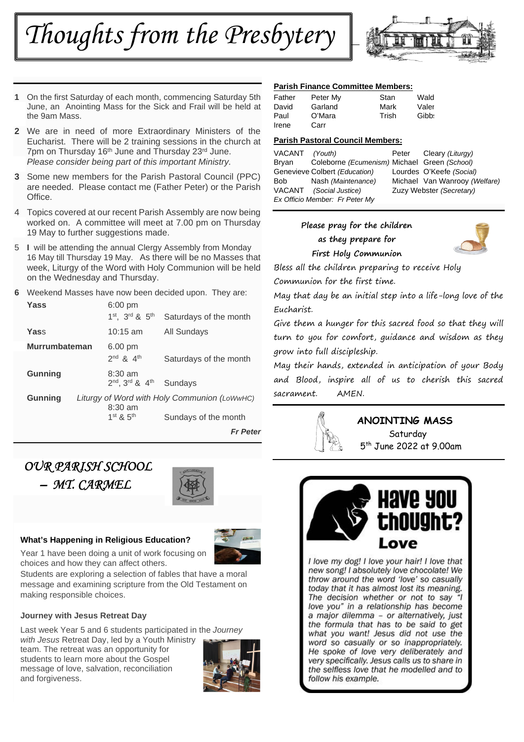# Thoughts from the Presbytery

1. On the first Saturday of each month, commencing Saturday 5th June, an Anointing Mass for the Sick and Frail will be held at the 9am Mass.
2. We are in need of more Extraordinary Ministers of the Eucharist. There will be 2 training sessions in the church at 7pm on Thursday 16th June and Thursday 23rd June. *Please consider being part of this important Ministry.*
3. Some new members for the Parish Pastoral Council (PPC) are needed. Please contact me (Father Peter) or the Parish Office.
4. Topics covered at our recent Parish Assembly are now being worked on. A committee will meet at 7.00 pm on Thursday 19 May to further suggestions made.
5. **I** will be attending the annual Clergy Assembly from Monday 16 May till Thursday 19 May. As there will be no Masses that week, Liturgy of the Word with Holy Communion will be held on the Wednesday and Thursday.
6. Weekend Masses have now been decided upon. They are:

| | | |
|---|---|---|
| **Yass** | 6:00 pm<br>1st, 3rd & 5th | Saturdays of the month |
| **Yass** | 10:15 am | All Sundays |
| **Murrumbateman** | 6.00 pm<br>2nd & 4th | Saturdays of the month |
| **Gunning** | 8:30 am<br>2nd, 3rd & 4th | Sundays |
| **Gunning** | *Liturgy of Word with Holy Communion (LoWwHC)*<br>8:30 am<br>1st & 5th | Sundays of the month |

***Fr Peter***

## Parish Finance Committee Members:

| | | | |
|---|---|---|---|
| Father | Peter My | Stan | Wald |
| David | Garland | Mark | Valer |
| Paul | O'Mara | Trish | Gibb: |
| Irene | Carr | | |

## Parish Pastoral Council Members:

| | | | |
|---|---|---|---|
| VACANT | *(Youth)* | Peter | Cleary *(Liturgy)* |
| Bryan | Coleborne *(Ecumenism)* | Michael | Green *(School)* |
| Genevieve | Colbert *(Education)* | Lourdes | O'Keefe *(Social)* |
| Bob | Nash *(Maintenance)* | Michael | Van Wanrooy *(Welfare)* |
| VACANT | *(Social Justice)* | Zuzy | Webster *(Secretary)* |

*Ex Officio Member: Fr Peter My*

**Please pray for the children as they prepare for First Holy Communion**

*Bless all the children preparing to receive Holy Communion for the first time.*
*May that day be an initial step into a life-long love of the Eucharist.*
*Give them a hunger for this sacred food so that they will turn to you for comfort, guidance and wisdom as they grow into full discipleship.*
*May their hands, extended in anticipation of your Body and Blood, inspire all of us to cherish this sacred sacrament. AMEN.*

**ANOINTING MASS**
Saturday
5th June 2022 at 9.00am

## *OUR PARISH SCHOOL – MT. CARMEL*

### What's Happening in Religious Education?

Year 1 have been doing a unit of work focusing on choices and how they can affect others.
Students are exploring a selection of fables that have a moral message and examining scripture from the Old Testament on making responsible choices.

### Journey with Jesus Retreat Day

Last week Year 5 and 6 students participated in the *Journey with Jesus* Retreat Day, led by a Youth Ministry team. The retreat was an opportunity for students to learn more about the Gospel message of love, salvation, reconciliation and forgiveness.

## Have you thought? Love

*I love my dog! I love your hair! I love that new song! I absolutely love chocolate! We throw around the word 'love' so casually today that it has almost lost its meaning. The decision whether or not to say "I love you" in a relationship has become a major dilemma – or alternatively, just the formula that has to be said to get what you want! Jesus did not use the word so casually or so inappropriately. He spoke of love very deliberately and very specifically. Jesus calls us to share in the selfless love that he modelled and to follow his example.*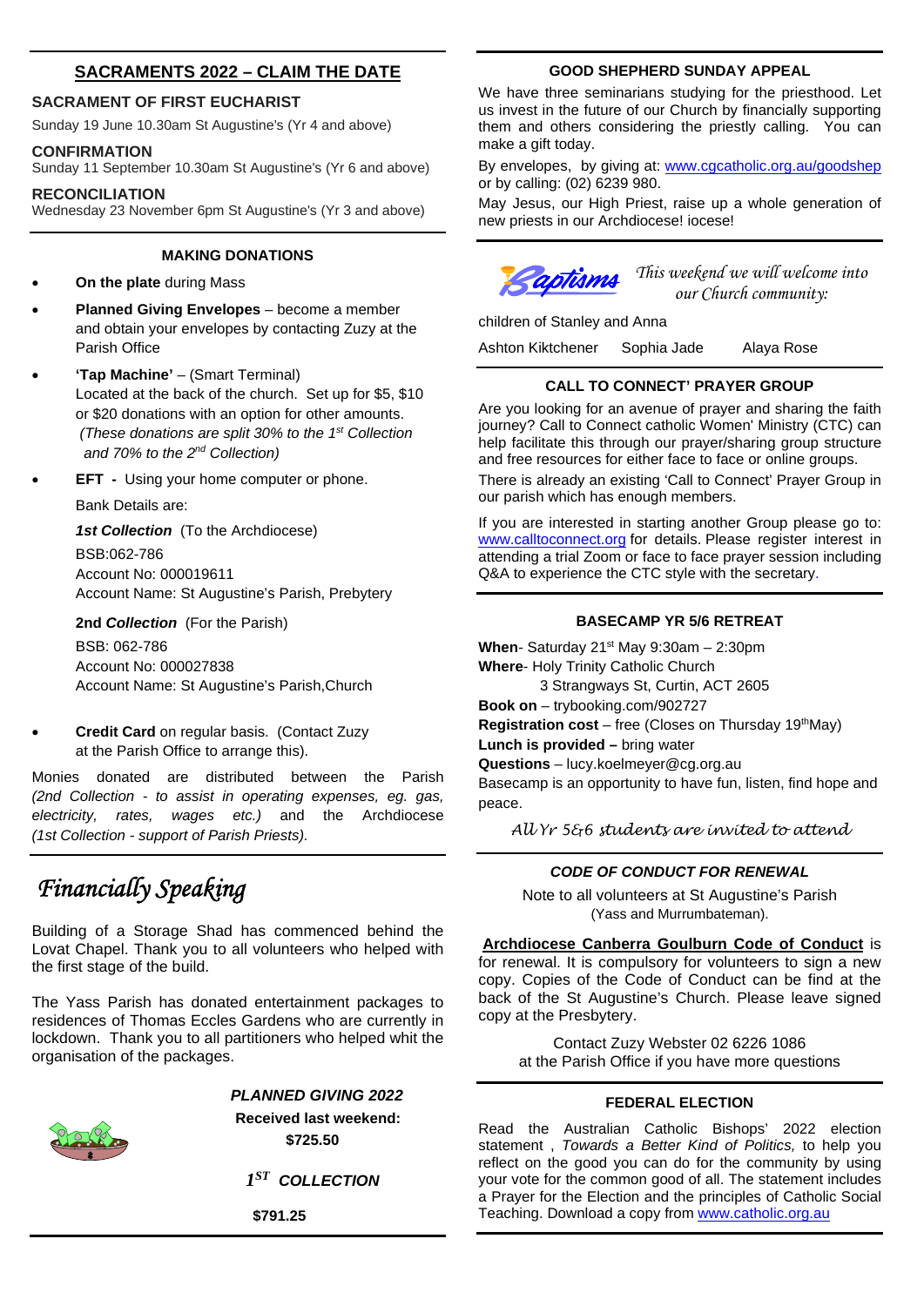## SACRAMENTS 2022 – CLAIM THE DATE

**SACRAMENT OF FIRST EUCHARIST**

Sunday 19 June 10.30am St Augustine's (Yr 4 and above)

**CONFIRMATION**

Sunday 11 September 10.30am St Augustine's (Yr 6 and above)

**RECONCILIATION**

Wednesday 23 November 6pm St Augustine's (Yr 3 and above)

### MAKING DONATIONS

- **On the plate** during Mass
- **Planned Giving Envelopes** – become a member and obtain your envelopes by contacting Zuzy at the Parish Office
- **'Tap Machine'** – (Smart Terminal) Located at the back of the church. Set up for $5, $10 or $20 donations with an option for other amounts. *(These donations are split 30% to the 1st Collection and 70% to the 2nd Collection)*
- **EFT -** Using your home computer or phone.

  Bank Details are:

  ***1st Collection*** (To the Archdiocese)
  BSB:062-786
  Account No: 000019611
  Account Name: St Augustine's Parish, Prebytery

  **2nd *Collection*** (For the Parish)
  BSB: 062-786
  Account No: 000027838
  Account Name: St Augustine's Parish,Church

- **Credit Card** on regular basis. (Contact Zuzy at the Parish Office to arrange this).

Monies donated are distributed between the Parish *(2nd Collection - to assist in operating expenses, eg. gas, electricity, rates, wages etc.)* and the Archdiocese *(1st Collection - support of Parish Priests).*

## *Financially Speaking*

Building of a Storage Shad has commenced behind the Lovat Chapel. Thank you to all volunteers who helped with the first stage of the build.

The Yass Parish has donated entertainment packages to residences of Thomas Eccles Gardens who are currently in lockdown. Thank you to all partitioners who helped whit the organisation of the packages.

***PLANNED GIVING 2022***

**Received last weekend:**

**$725.50**

***1ST COLLECTION***

**$791.25**

### GOOD SHEPHERD SUNDAY APPEAL

We have three seminarians studying for the priesthood. Let us invest in the future of our Church by financially supporting them and others considering the priestly calling. You can make a gift today.

By envelopes, by giving at: www.cgcatholic.org.au/goodshep or by calling: (02) 6239 980.

May Jesus, our High Priest, raise up a whole generation of new priests in our Archdiocese! iocese!

### Baptisms

*This weekend we will welcome into our Church community:*

children of Stanley and Anna

Ashton Kiktchener    Sophia Jade    Alaya Rose

### CALL TO CONNECT' PRAYER GROUP

Are you looking for an avenue of prayer and sharing the faith journey? Call to Connect catholic Women' Ministry (CTC) can help facilitate this through our prayer/sharing group structure and free resources for either face to face or online groups.

There is already an existing 'Call to Connect' Prayer Group in our parish which has enough members.

If you are interested in starting another Group please go to: www.calltoconnect.org for details. Please register interest in attending a trial Zoom or face to face prayer session including Q&A to experience the CTC style with the secretary.

### BASECAMP YR 5/6 RETREAT

**When**- Saturday 21st May 9:30am – 2:30pm
**Where**- Holy Trinity Catholic Church
3 Strangways St, Curtin, ACT 2605
**Book on** – trybooking.com/902727
**Registration cost** – free (Closes on Thursday 19thMay)
**Lunch is provided –** bring water
**Questions** – lucy.koelmeyer@cg.org.au
Basecamp is an opportunity to have fun, listen, find hope and peace.

*All Yr 5&6 students are invited to attend*

### *CODE OF CONDUCT FOR RENEWAL*

Note to all volunteers at St Augustine's Parish (Yass and Murrumbateman).

**Archdiocese Canberra Goulburn Code of Conduct** is for renewal. It is compulsory for volunteers to sign a new copy. Copies of the Code of Conduct can be find at the back of the St Augustine's Church. Please leave signed copy at the Presbytery.

Contact Zuzy Webster 02 6226 1086
at the Parish Office if you have more questions

### FEDERAL ELECTION

Read the Australian Catholic Bishops' 2022 election statement , *Towards a Better Kind of Politics,* to help you reflect on the good you can do for the community by using your vote for the common good of all. The statement includes a Prayer for the Election and the principles of Catholic Social Teaching. Download a copy from www.catholic.org.au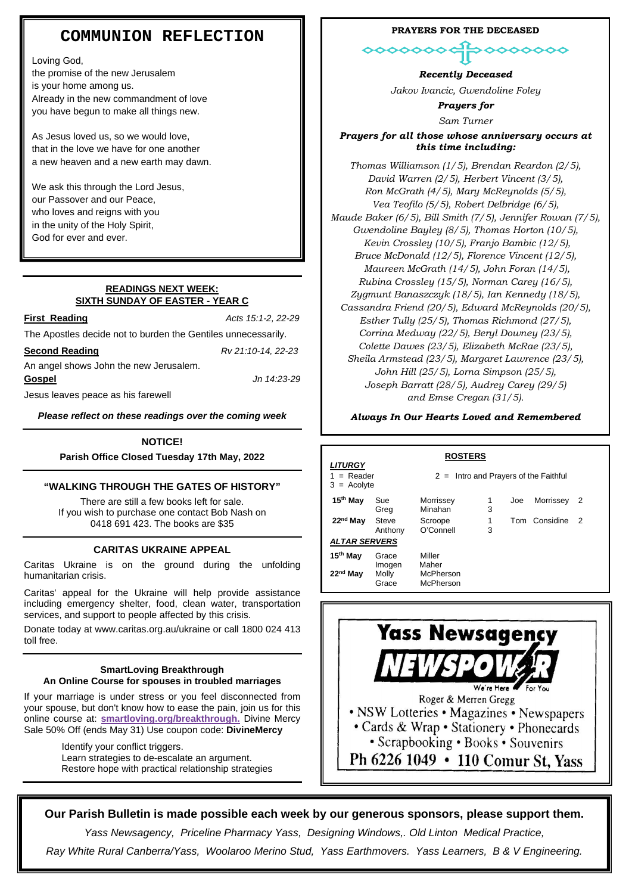# COMMUNION REFLECTION

Loving God,
the promise of the new Jerusalem
is your home among us.
Already in the new commandment of love
you have begun to make all things new.

As Jesus loved us, so we would love,
that in the love we have for one another
a new heaven and a new earth may dawn.

We ask this through the Lord Jesus,
our Passover and our Peace,
who loves and reigns with you
in the unity of the Holy Spirit,
God for ever and ever.

## READINGS NEXT WEEK: SIXTH SUNDAY OF EASTER - YEAR C

**First Reading** *Acts 15:1-2, 22-29*

The Apostles decide not to burden the Gentiles unnecessarily.

**Second Reading** *Rv 21:10-14, 22-23*

An angel shows John the new Jerusalem.

**Gospel** *Jn 14:23-29*

Jesus leaves peace as his farewell

***Please reflect on these readings over the coming week***

## NOTICE!

**Parish Office Closed Tuesday 17th May, 2022**

## "WALKING THROUGH THE GATES OF HISTORY"

There are still a few books left for sale.
If you wish to purchase one contact Bob Nash on 0418 691 423. The books are $35

## CARITAS UKRAINE APPEAL

Caritas Ukraine is on the ground during the unfolding humanitarian crisis.

Caritas' appeal for the Ukraine will help provide assistance including emergency shelter, food, clean water, transportation services, and support to people affected by this crisis.

Donate today at www.caritas.org.au/ukraine or call 1800 024 413 toll free.

## SmartLoving Breakthrough
**An Online Course for spouses in troubled marriages**

If your marriage is under stress or you feel disconnected from your spouse, but don't know how to ease the pain, join us for this online course at: **smartloving.org/breakthrough.** Divine Mercy Sale 50% Off (ends May 31) Use coupon code: **DivineMercy**

Identify your conflict triggers.
Learn strategies to de-escalate an argument.
Restore hope with practical relationship strategies

## PRAYERS FOR THE DECEASED

***Recently Deceased***

*Jakov Ivancic, Gwendoline Foley*

***Prayers for***

*Sam Turner*

***Prayers for all those whose anniversary occurs at this time including:***

*Thomas Williamson (1/5), Brendan Reardon (2/5), David Warren (2/5), Herbert Vincent (3/5), Ron McGrath (4/5), Mary McReynolds (5/5), Vea Teofilo (5/5), Robert Delbridge (6/5), Maude Baker (6/5), Bill Smith (7/5), Jennifer Rowan (7/5), Gwendoline Bayley (8/5), Thomas Horton (10/5), Kevin Crossley (10/5), Franjo Bambic (12/5), Bruce McDonald (12/5), Florence Vincent (12/5), Maureen McGrath (14/5), John Foran (14/5), Rubina Crossley (15/5), Norman Carey (16/5), Zygmunt Banaszczyk (18/5), Ian Kennedy (18/5), Cassandra Friend (20/5), Edward McReynolds (20/5), Esther Tully (25/5), Thomas Richmond (27/5), Corrina Medway (22/5), Beryl Downey (23/5), Colette Dawes (23/5), Elizabeth McRae (23/5), Sheila Armstead (23/5), Margaret Lawrence (23/5), John Hill (25/5), Lorna Simpson (25/5), Joseph Barratt (28/5), Audrey Carey (29/5) and Emse Cregan (31/5).*

***Always In Our Hearts Loved and Remembered***

## ROSTERS

***LITURGY***

1 = Reader 2 = Intro and Prayers of the Faithful
3 = Acolyte

| | | | | | | |
|---|---|---|---|---|---|---|
| 15th May | Sue | Morrissey | 1 | Joe | Morrissey | 2 |
| | Greg | Minahan | 3 | | | |
| 22nd May | Steve | Scroope | 1 | Tom | Considine | 2 |
| | Anthony | O'Connell | 3 | | | |

***ALTAR SERVERS***

| | | |
|---|---|---|
| 15th May | Grace | Miller |
| | Imogen | Maher |
| 22nd May | Molly | McPherson |
| | Grace | McPherson |

**Yass Newsagency**
**NEWSPOWER**
We're Here For You
Roger & Merren Gregg
• NSW Lotteries • Magazines • Newspapers
• Cards & Wrap • Stationery • Phonecards
• Scrapbooking • Books • Souvenirs
Ph 6226 1049 • 110 Comur St, Yass

**Our Parish Bulletin is made possible each week by our generous sponsors, please support them.**

*Yass Newsagency, Priceline Pharmacy Yass, Designing Windows,. Old Linton Medical Practice, Ray White Rural Canberra/Yass, Woolaroo Merino Stud, Yass Earthmovers. Yass Learners, B & V Engineering.*